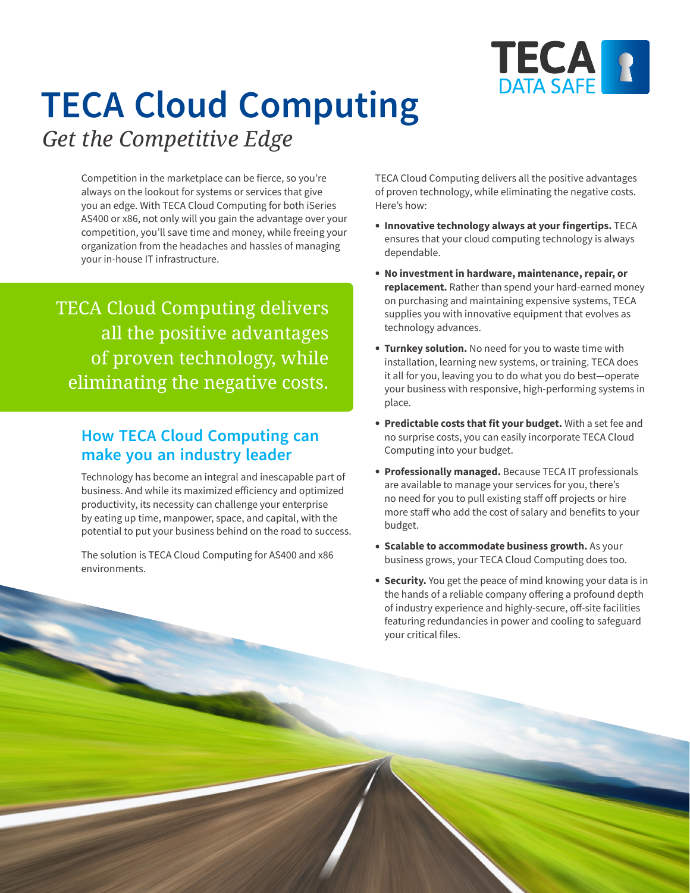TECA DATA SAFE

# TECA Cloud Computing

*Get the Competitive Edge*

Competition in the marketplace can be fierce, so you're always on the lookout for systems or services that give you an edge. With TECA Cloud Computing for both iSeries AS400 or x86, not only will you gain the advantage over your competition, you'll save time and money, while freeing your organization from the headaches and hassles of managing your in-house IT infrastructure.

> TECA Cloud Computing delivers all the positive advantages of proven technology, while eliminating the negative costs.

## How TECA Cloud Computing can make you an industry leader

Technology has become an integral and inescapable part of business. And while its maximized efficiency and optimized productivity, its necessity can challenge your enterprise by eating up time, manpower, space, and capital, with the potential to put your business behind on the road to success.

The solution is TECA Cloud Computing for AS400 and x86 environments.

TECA Cloud Computing delivers all the positive advantages of proven technology, while eliminating the negative costs. Here's how:

- **Innovative technology always at your fingertips.** TECA ensures that your cloud computing technology is always dependable.
- **No investment in hardware, maintenance, repair, or replacement.** Rather than spend your hard-earned money on purchasing and maintaining expensive systems, TECA supplies you with innovative equipment that evolves as technology advances.
- **Turnkey solution.** No need for you to waste time with installation, learning new systems, or training. TECA does it all for you, leaving you to do what you do best—operate your business with responsive, high-performing systems in place.
- **Predictable costs that fit your budget.** With a set fee and no surprise costs, you can easily incorporate TECA Cloud Computing into your budget.
- **Professionally managed.** Because TECA IT professionals are available to manage your services for you, there's no need for you to pull existing staff off projects or hire more staff who add the cost of salary and benefits to your budget.
- **Scalable to accommodate business growth.** As your business grows, your TECA Cloud Computing does too.
- **Security.** You get the peace of mind knowing your data is in the hands of a reliable company offering a profound depth of industry experience and highly-secure, off-site facilities featuring redundancies in power and cooling to safeguard your critical files.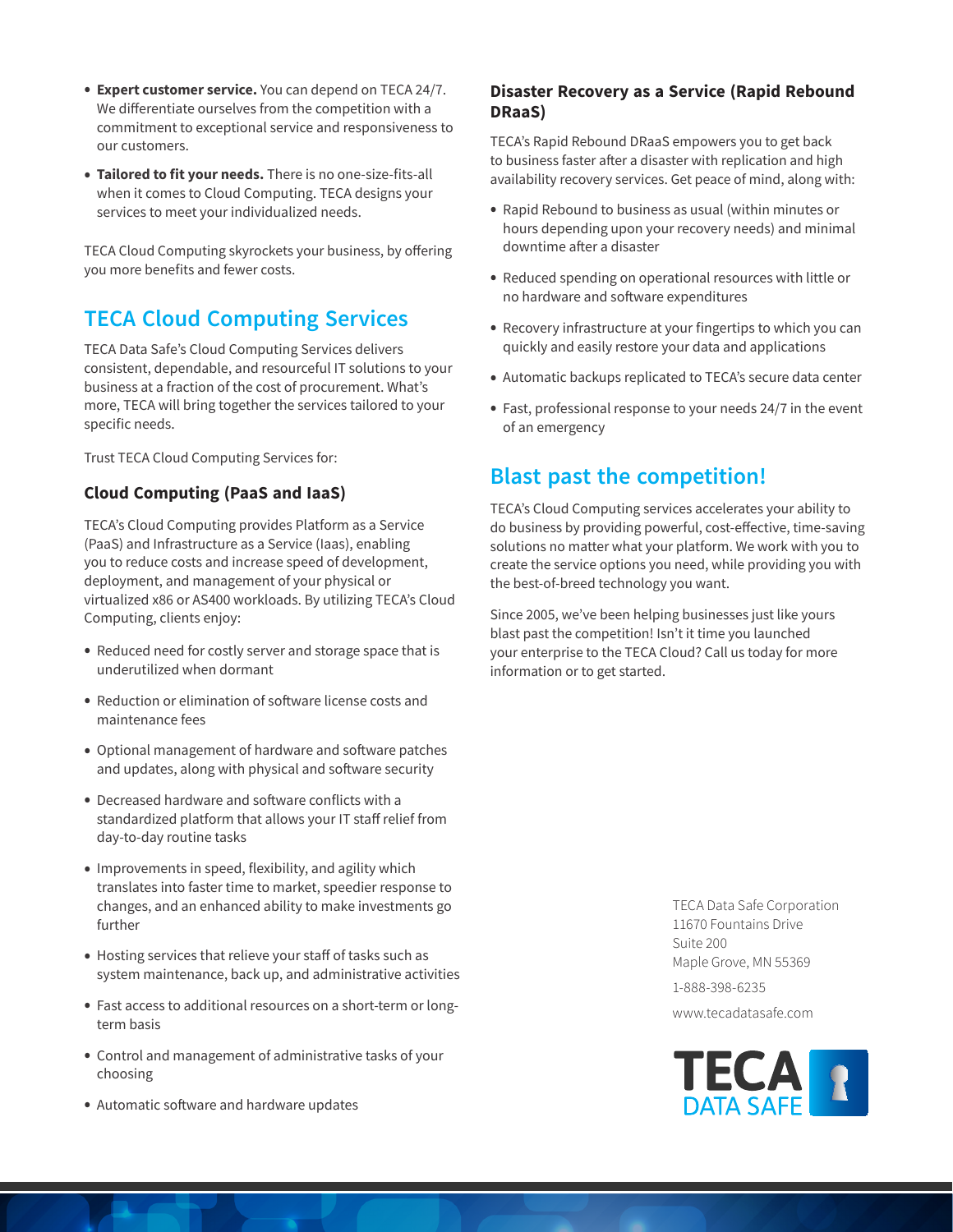- **Expert customer service.** You can depend on TECA 24/7. We differentiate ourselves from the competition with a commitment to exceptional service and responsiveness to our customers.
- **Tailored to fit your needs.** There is no one-size-fits-all when it comes to Cloud Computing. TECA designs your services to meet your individualized needs.

TECA Cloud Computing skyrockets your business, by offering you more benefits and fewer costs.

## TECA Cloud Computing Services

TECA Data Safe's Cloud Computing Services delivers consistent, dependable, and resourceful IT solutions to your business at a fraction of the cost of procurement. What's more, TECA will bring together the services tailored to your specific needs.

Trust TECA Cloud Computing Services for:

### Cloud Computing (PaaS and IaaS)

TECA's Cloud Computing provides Platform as a Service (PaaS) and Infrastructure as a Service (Iaas), enabling you to reduce costs and increase speed of development, deployment, and management of your physical or virtualized x86 or AS400 workloads. By utilizing TECA's Cloud Computing, clients enjoy:

- Reduced need for costly server and storage space that is underutilized when dormant
- Reduction or elimination of software license costs and maintenance fees
- Optional management of hardware and software patches and updates, along with physical and software security
- Decreased hardware and software conflicts with a standardized platform that allows your IT staff relief from day-to-day routine tasks
- Improvements in speed, flexibility, and agility which translates into faster time to market, speedier response to changes, and an enhanced ability to make investments go further
- Hosting services that relieve your staff of tasks such as system maintenance, back up, and administrative activities
- Fast access to additional resources on a short-term or long-term basis
- Control and management of administrative tasks of your choosing
- Automatic software and hardware updates

### Disaster Recovery as a Service (Rapid Rebound DRaaS)

TECA's Rapid Rebound DRaaS empowers you to get back to business faster after a disaster with replication and high availability recovery services. Get peace of mind, along with:

- Rapid Rebound to business as usual (within minutes or hours depending upon your recovery needs) and minimal downtime after a disaster
- Reduced spending on operational resources with little or no hardware and software expenditures
- Recovery infrastructure at your fingertips to which you can quickly and easily restore your data and applications
- Automatic backups replicated to TECA's secure data center
- Fast, professional response to your needs 24/7 in the event of an emergency

## Blast past the competition!

TECA's Cloud Computing services accelerates your ability to do business by providing powerful, cost-effective, time-saving solutions no matter what your platform. We work with you to create the service options you need, while providing you with the best-of-breed technology you want.

Since 2005, we've been helping businesses just like yours blast past the competition! Isn't it time you launched your enterprise to the TECA Cloud? Call us today for more information or to get started.

TECA Data Safe Corporation
11670 Fountains Drive
Suite 200
Maple Grove, MN 55369

1-888-398-6235

www.tecadatasafe.com

TECA DATA SAFE